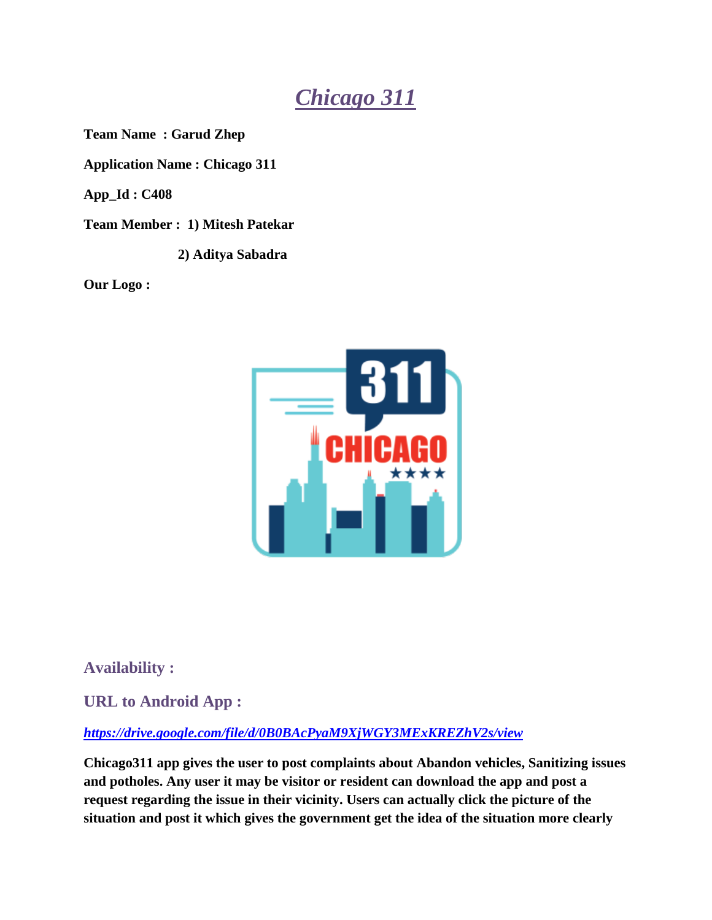# *Chicago 311*

**Team Name : Garud Zhep**

**Application Name : Chicago 311**

**App_Id : C408**

**Team Member : 1) Mitesh Patekar**

**2) Aditya Sabadra**

**Our Logo :**

## Availability :

## URL to Android App :

***https://drive.google.com/file/d/0B0BAcPyaM9XjWGY3MExKREZhV2s/view***

**Chicago311 app gives the user to post complaints about Abandon vehicles, Sanitizing issues and potholes. Any user it may be visitor or resident can download the app and post a request regarding the issue in their vicinity. Users can actually click the picture of the situation and post it which gives the government get the idea of the situation more clearly**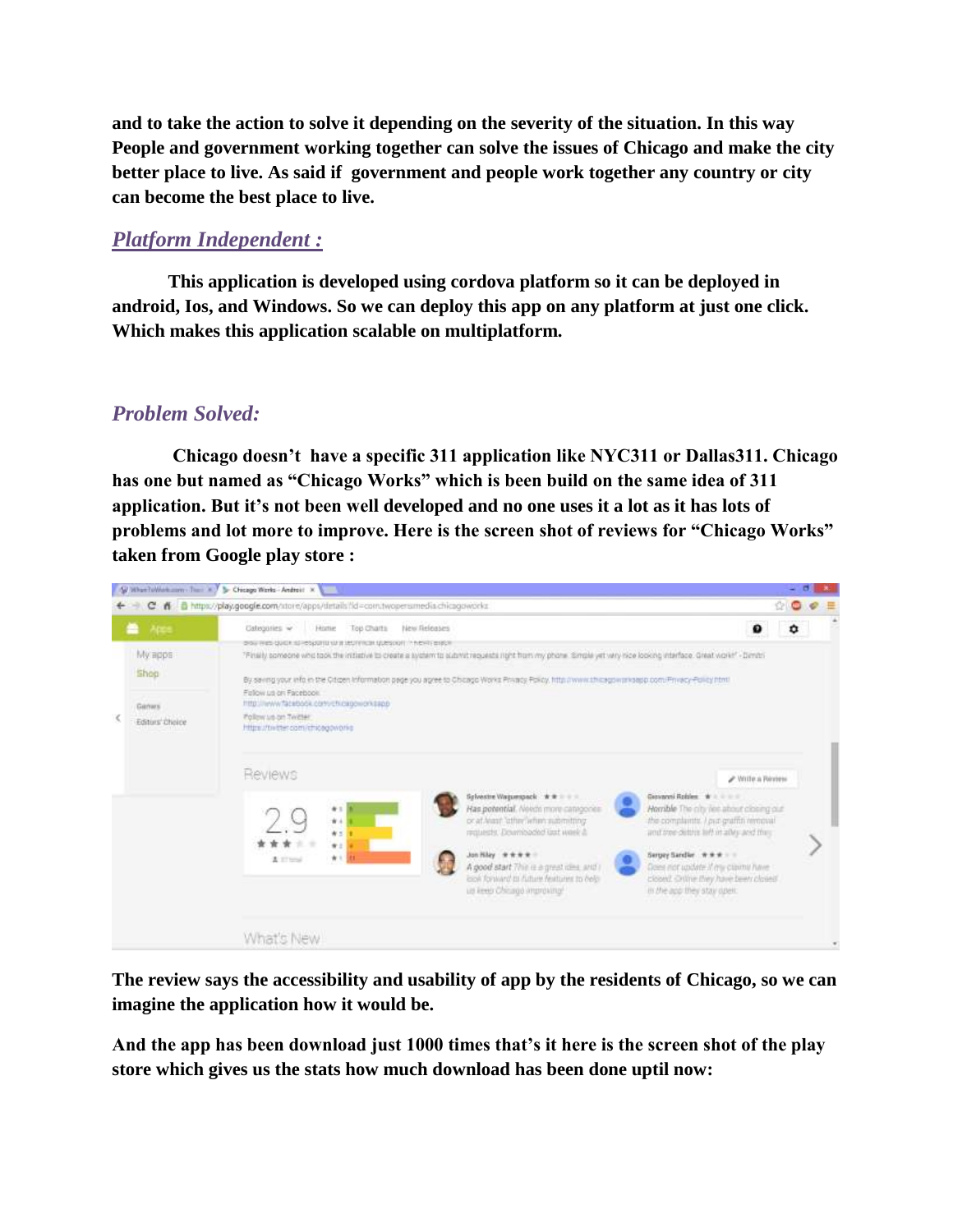**and to take the action to solve it depending on the severity of the situation. In this way People and government working together can solve the issues of Chicago and make the city better place to live. As said if government and people work together any country or city can become the best place to live.**

## *Platform Independent :*

**This application is developed using cordova platform so it can be deployed in android, Ios, and Windows. So we can deploy this app on any platform at just one click. Which makes this application scalable on multiplatform.**

## *Problem Solved:*

**Chicago doesn't have a specific 311 application like NYC311 or Dallas311. Chicago has one but named as "Chicago Works" which is been build on the same idea of 311 application. But it's not been well developed and no one uses it a lot as it has lots of problems and lot more to improve. Here is the screen shot of reviews for "Chicago Works" taken from Google play store :**

**The review says the accessibility and usability of app by the residents of Chicago, so we can imagine the application how it would be.**

**And the app has been download just 1000 times that's it here is the screen shot of the play store which gives us the stats how much download has been done uptil now:**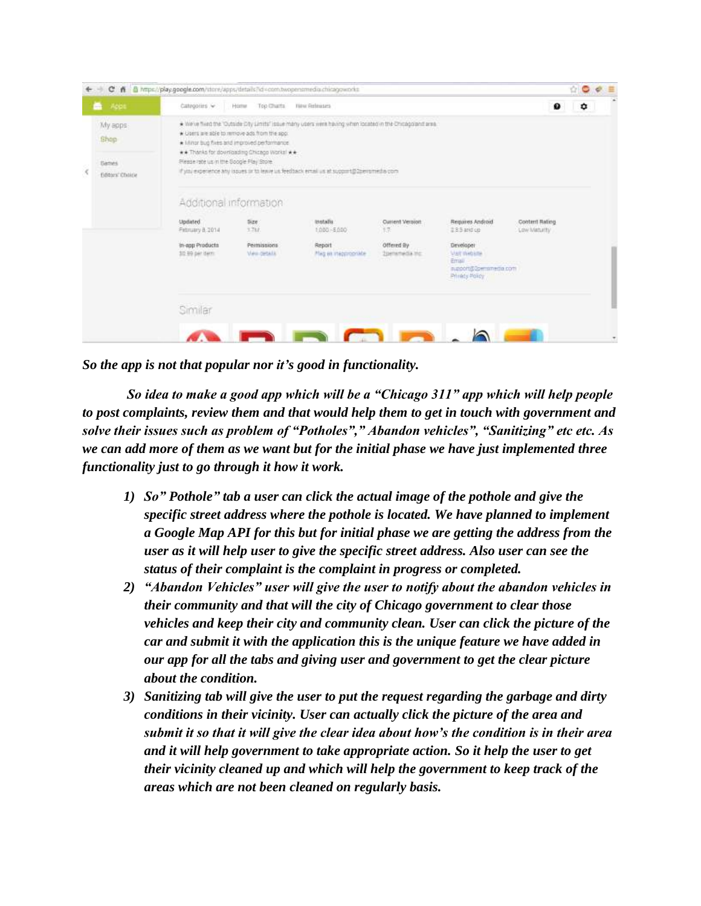*So the app is not that popular nor it's good in functionality.*

***So idea to make a good app which will be a "Chicago 311" app which will help people to post complaints, review them and that would help them to get in touch with government and solve their issues such as problem of "Potholes"," Abandon vehicles", "Sanitizing" etc etc. As we can add more of them as we want but for the initial phase we have just implemented three functionality just to go through it how it work.***

1) ***So" Pothole" tab a user can click the actual image of the pothole and give the specific street address where the pothole is located. We have planned to implement a Google Map API for this but for initial phase we are getting the address from the user as it will help user to give the specific street address. Also user can see the status of their complaint is the complaint in progress or completed.***
2) ***"Abandon Vehicles" user will give the user to notify about the abandon vehicles in their community and that will the city of Chicago government to clear those vehicles and keep their city and community clean. User can click the picture of the car and submit it with the application this is the unique feature we have added in our app for all the tabs and giving user and government to get the clear picture about the condition.***
3) ***Sanitizing tab will give the user to put the request regarding the garbage and dirty conditions in their vicinity. User can actually click the picture of the area and submit it so that it will give the clear idea about how's the condition is in their area and it will help government to take appropriate action. So it help the user to get their vicinity cleaned up and which will help the government to keep track of the areas which are not been cleaned on regularly basis.***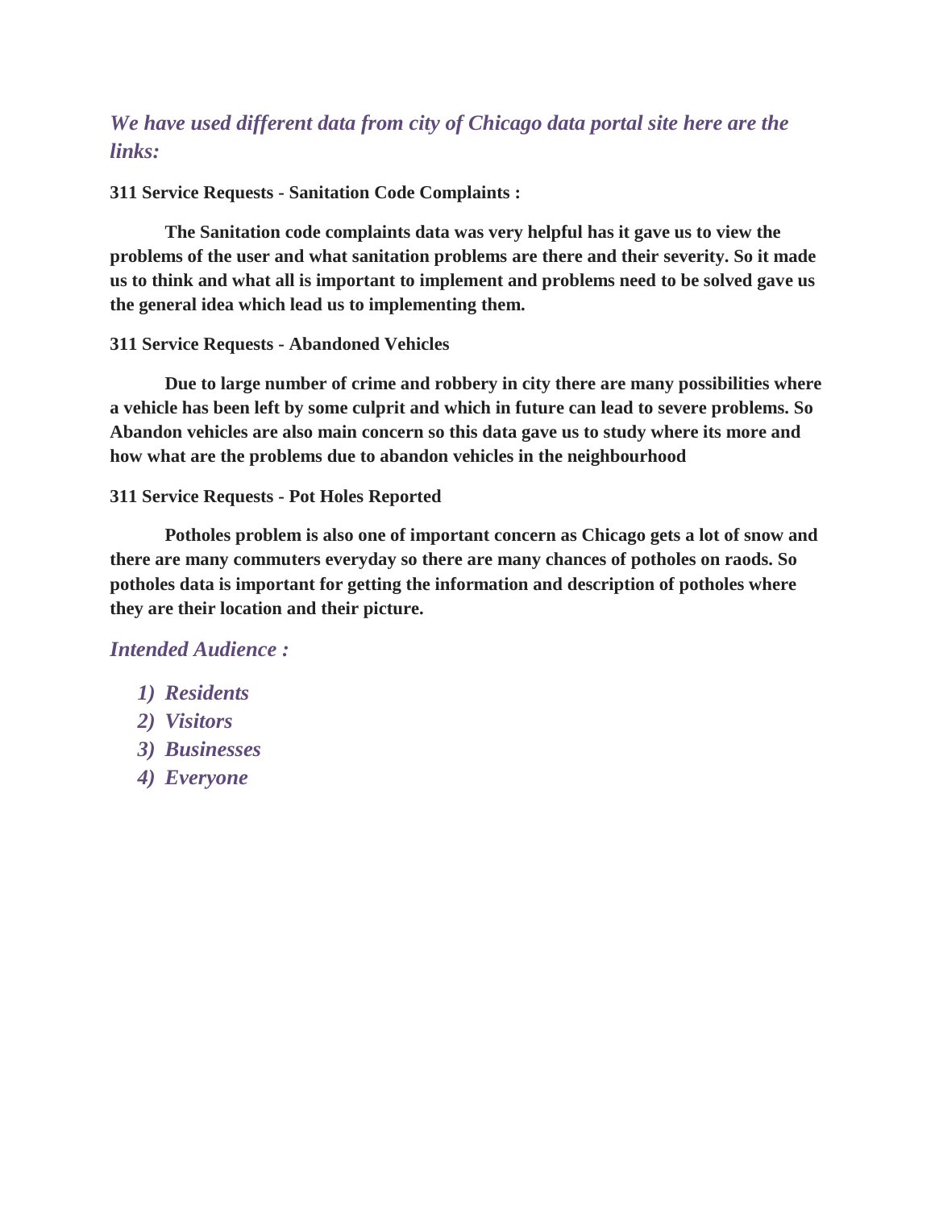## *We have used different data from city of Chicago data portal site here are the links:*

**311 Service Requests - Sanitation Code Complaints :**

**The Sanitation code complaints data was very helpful has it gave us to view the problems of the user and what sanitation problems are there and their severity. So it made us to think and what all is important to implement and problems need to be solved gave us the general idea which lead us to implementing them.**

**311 Service Requests - Abandoned Vehicles**

**Due to large number of crime and robbery in city there are many possibilities where a vehicle has been left by some culprit and which in future can lead to severe problems. So Abandon vehicles are also main concern so this data gave us to study where its more and how what are the problems due to abandon vehicles in the neighbourhood**

**311 Service Requests - Pot Holes Reported**

**Potholes problem is also one of important concern as Chicago gets a lot of snow and there are many commuters everyday so there are many chances of potholes on raods. So potholes data is important for getting the information and description of potholes where they are their location and their picture.**

## *Intended Audience :*

1) ***Residents***
2) ***Visitors***
3) ***Businesses***
4) ***Everyone***